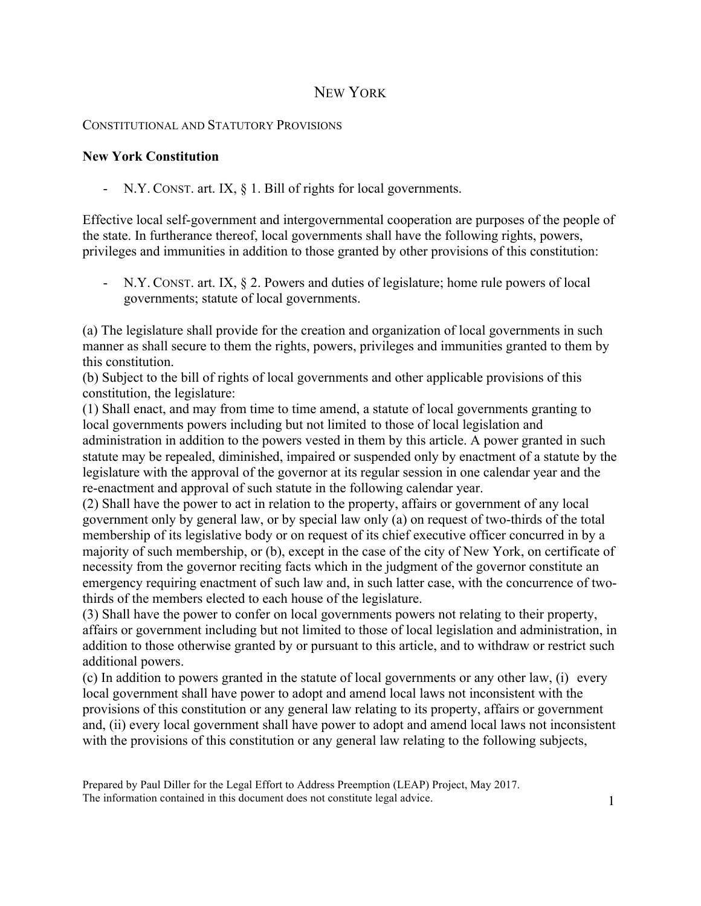# New York

Constitutional and Statutory Provisions

**New York Constitution**

- N.Y. Const. art. IX, § 1. Bill of rights for local governments.

Effective local self-government and intergovernmental cooperation are purposes of the people of the state. In furtherance thereof, local governments shall have the following rights, powers, privileges and immunities in addition to those granted by other provisions of this constitution:

- N.Y. Const. art. IX, § 2. Powers and duties of legislature; home rule powers of local governments; statute of local governments.

(a) The legislature shall provide for the creation and organization of local governments in such manner as shall secure to them the rights, powers, privileges and immunities granted to them by this constitution.
(b) Subject to the bill of rights of local governments and other applicable provisions of this constitution, the legislature:
(1) Shall enact, and may from time to time amend, a statute of local governments granting to local governments powers including but not limited to those of local legislation and administration in addition to the powers vested in them by this article. A power granted in such statute may be repealed, diminished, impaired or suspended only by enactment of a statute by the legislature with the approval of the governor at its regular session in one calendar year and the re-enactment and approval of such statute in the following calendar year.
(2) Shall have the power to act in relation to the property, affairs or government of any local government only by general law, or by special law only (a) on request of two-thirds of the total membership of its legislative body or on request of its chief executive officer concurred in by a majority of such membership, or (b), except in the case of the city of New York, on certificate of necessity from the governor reciting facts which in the judgment of the governor constitute an emergency requiring enactment of such law and, in such latter case, with the concurrence of two-thirds of the members elected to each house of the legislature.
(3) Shall have the power to confer on local governments powers not relating to their property, affairs or government including but not limited to those of local legislation and administration, in addition to those otherwise granted by or pursuant to this article, and to withdraw or restrict such additional powers.
(c) In addition to powers granted in the statute of local governments or any other law, (i) every local government shall have power to adopt and amend local laws not inconsistent with the provisions of this constitution or any general law relating to its property, affairs or government and, (ii) every local government shall have power to adopt and amend local laws not inconsistent with the provisions of this constitution or any general law relating to the following subjects,

Prepared by Paul Diller for the Legal Effort to Address Preemption (LEAP) Project, May 2017.
The information contained in this document does not constitute legal advice.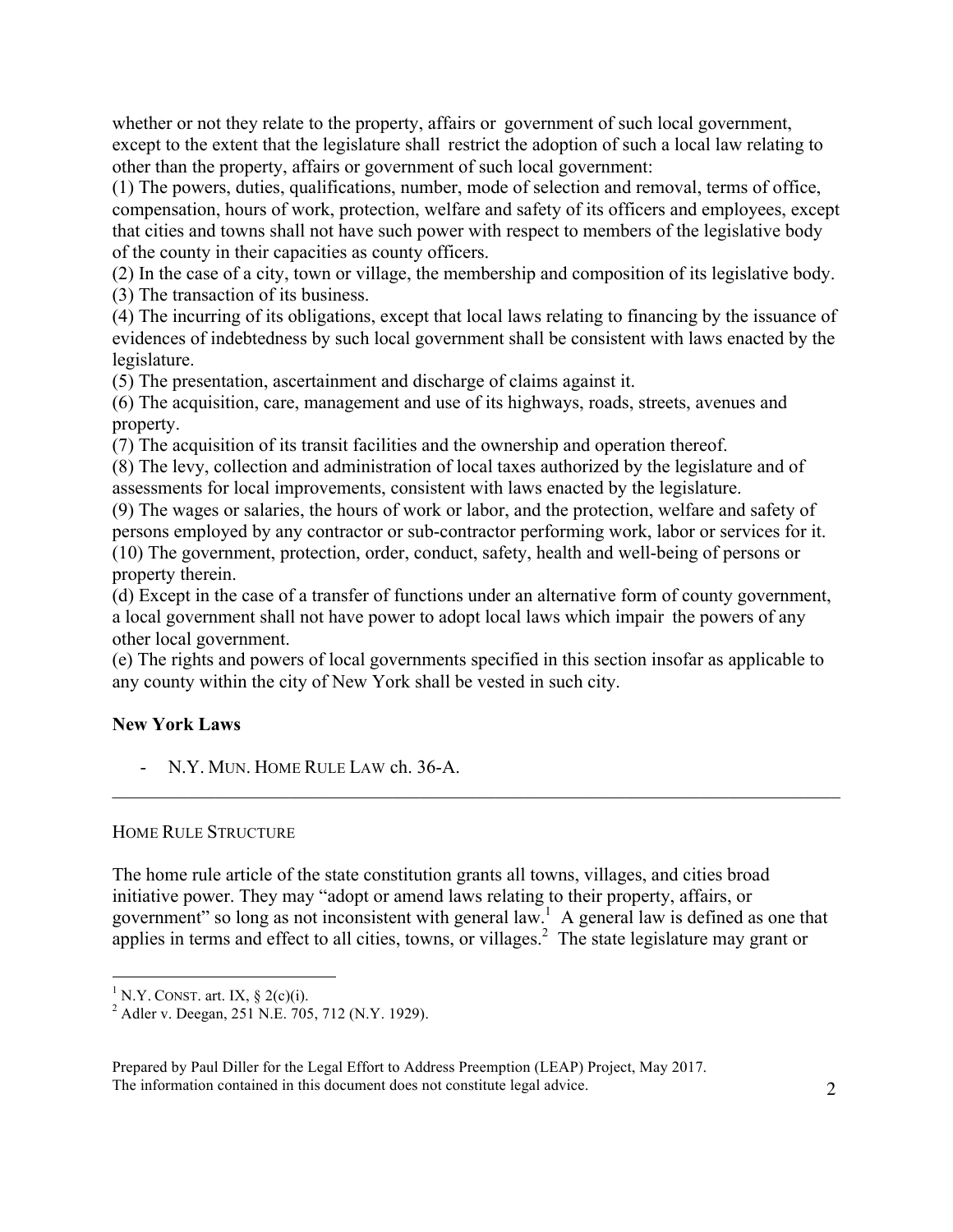whether or not they relate to the property, affairs or government of such local government, except to the extent that the legislature shall restrict the adoption of such a local law relating to other than the property, affairs or government of such local government:

(1) The powers, duties, qualifications, number, mode of selection and removal, terms of office, compensation, hours of work, protection, welfare and safety of its officers and employees, except that cities and towns shall not have such power with respect to members of the legislative body of the county in their capacities as county officers.

(2) In the case of a city, town or village, the membership and composition of its legislative body.

(3) The transaction of its business.

(4) The incurring of its obligations, except that local laws relating to financing by the issuance of evidences of indebtedness by such local government shall be consistent with laws enacted by the legislature.

(5) The presentation, ascertainment and discharge of claims against it.

(6) The acquisition, care, management and use of its highways, roads, streets, avenues and property.

(7) The acquisition of its transit facilities and the ownership and operation thereof.

(8) The levy, collection and administration of local taxes authorized by the legislature and of assessments for local improvements, consistent with laws enacted by the legislature.

(9) The wages or salaries, the hours of work or labor, and the protection, welfare and safety of persons employed by any contractor or sub-contractor performing work, labor or services for it.

(10) The government, protection, order, conduct, safety, health and well-being of persons or property therein.

(d) Except in the case of a transfer of functions under an alternative form of county government, a local government shall not have power to adopt local laws which impair the powers of any other local government.

(e) The rights and powers of local governments specified in this section insofar as applicable to any county within the city of New York shall be vested in such city.

**New York Laws**

- N.Y. MUN. HOME RULE LAW ch. 36-A.

---

HOME RULE STRUCTURE

The home rule article of the state constitution grants all towns, villages, and cities broad initiative power. They may "adopt or amend laws relating to their property, affairs, or government" so long as not inconsistent with general law.[1] A general law is defined as one that applies in terms and effect to all cities, towns, or villages.[2] The state legislature may grant or

---

[1] N.Y. CONST. art. IX, § 2(c)(i).

[2] Adler v. Deegan, 251 N.E. 705, 712 (N.Y. 1929).

Prepared by Paul Diller for the Legal Effort to Address Preemption (LEAP) Project, May 2017. The information contained in this document does not constitute legal advice.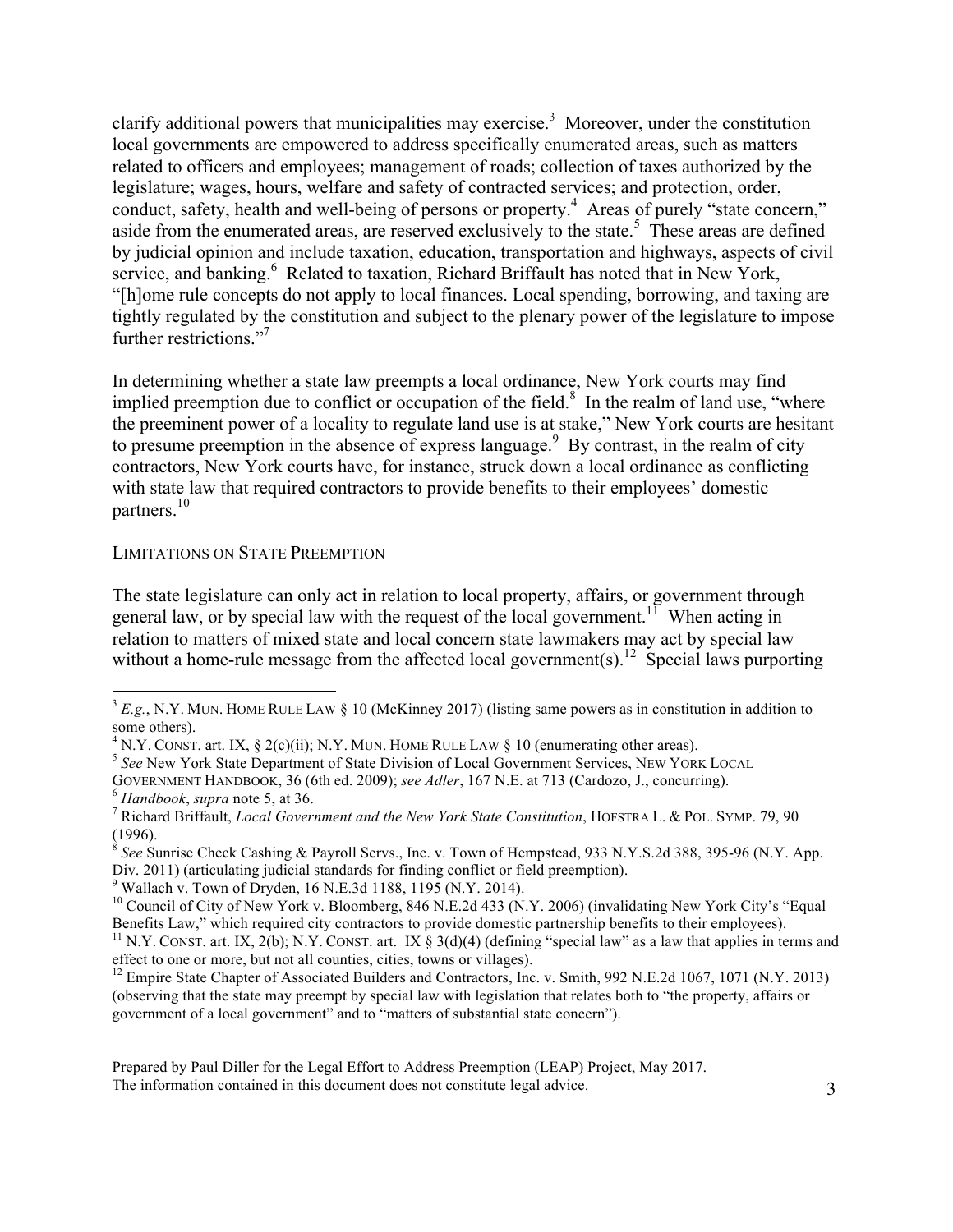clarify additional powers that municipalities may exercise.[3] Moreover, under the constitution local governments are empowered to address specifically enumerated areas, such as matters related to officers and employees; management of roads; collection of taxes authorized by the legislature; wages, hours, welfare and safety of contracted services; and protection, order, conduct, safety, health and well-being of persons or property.[4] Areas of purely "state concern," aside from the enumerated areas, are reserved exclusively to the state.[5] These areas are defined by judicial opinion and include taxation, education, transportation and highways, aspects of civil service, and banking.[6] Related to taxation, Richard Briffault has noted that in New York, "[h]ome rule concepts do not apply to local finances. Local spending, borrowing, and taxing are tightly regulated by the constitution and subject to the plenary power of the legislature to impose further restrictions."[7]

In determining whether a state law preempts a local ordinance, New York courts may find implied preemption due to conflict or occupation of the field.[8] In the realm of land use, "where the preeminent power of a locality to regulate land use is at stake," New York courts are hesitant to presume preemption in the absence of express language.[9] By contrast, in the realm of city contractors, New York courts have, for instance, struck down a local ordinance as conflicting with state law that required contractors to provide benefits to their employees' domestic partners.[10]

### LIMITATIONS ON STATE PREEMPTION

The state legislature can only act in relation to local property, affairs, or government through general law, or by special law with the request of the local government.[11] When acting in relation to matters of mixed state and local concern state lawmakers may act by special law without a home-rule message from the affected local government(s).[12] Special laws purporting

---

[3] *E.g.*, N.Y. MUN. HOME RULE LAW § 10 (McKinney 2017) (listing same powers as in constitution in addition to some others).

[4] N.Y. CONST. art. IX, § 2(c)(ii); N.Y. MUN. HOME RULE LAW § 10 (enumerating other areas).

[5] *See* New York State Department of State Division of Local Government Services, NEW YORK LOCAL GOVERNMENT HANDBOOK, 36 (6th ed. 2009); *see Adler*, 167 N.E. at 713 (Cardozo, J., concurring).

[6] *Handbook*, *supra* note 5, at 36.

[7] Richard Briffault, *Local Government and the New York State Constitution*, HOFSTRA L. & POL. SYMP. 79, 90 (1996).

[8] *See* Sunrise Check Cashing & Payroll Servs., Inc. v. Town of Hempstead, 933 N.Y.S.2d 388, 395-96 (N.Y. App. Div. 2011) (articulating judicial standards for finding conflict or field preemption).

[9] Wallach v. Town of Dryden, 16 N.E.3d 1188, 1195 (N.Y. 2014).

[10] Council of City of New York v. Bloomberg, 846 N.E.2d 433 (N.Y. 2006) (invalidating New York City's "Equal Benefits Law," which required city contractors to provide domestic partnership benefits to their employees).

[11] N.Y. CONST. art. IX, 2(b); N.Y. CONST. art. IX § 3(d)(4) (defining "special law" as a law that applies in terms and effect to one or more, but not all counties, cities, towns or villages).

[12] Empire State Chapter of Associated Builders and Contractors, Inc. v. Smith, 992 N.E.2d 1067, 1071 (N.Y. 2013) (observing that the state may preempt by special law with legislation that relates both to "the property, affairs or government of a local government" and to "matters of substantial state concern").

Prepared by Paul Diller for the Legal Effort to Address Preemption (LEAP) Project, May 2017.
The information contained in this document does not constitute legal advice.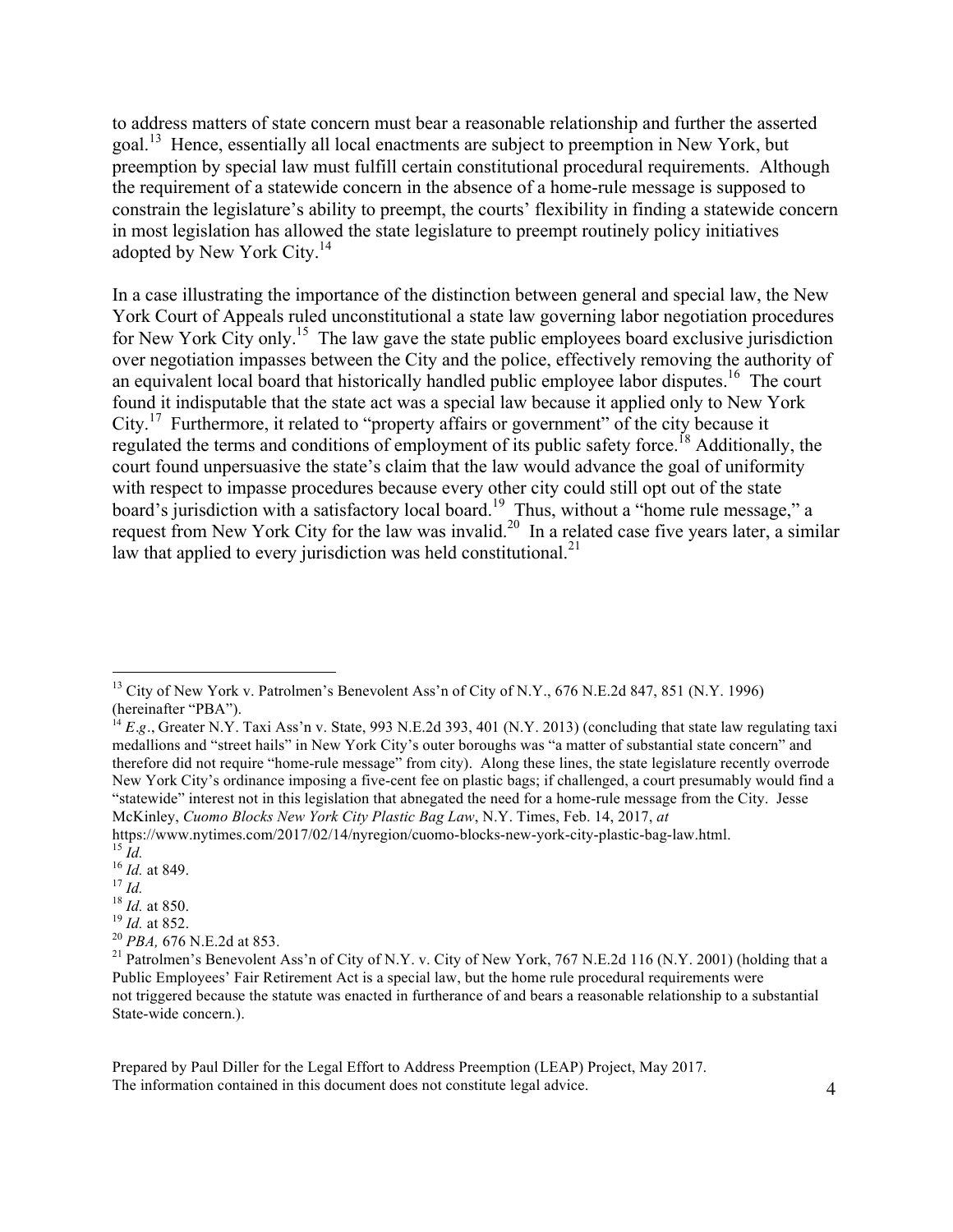to address matters of state concern must bear a reasonable relationship and further the asserted goal.[13] Hence, essentially all local enactments are subject to preemption in New York, but preemption by special law must fulfill certain constitutional procedural requirements. Although the requirement of a statewide concern in the absence of a home-rule message is supposed to constrain the legislature's ability to preempt, the courts' flexibility in finding a statewide concern in most legislation has allowed the state legislature to preempt routinely policy initiatives adopted by New York City.[14]

In a case illustrating the importance of the distinction between general and special law, the New York Court of Appeals ruled unconstitutional a state law governing labor negotiation procedures for New York City only.[15] The law gave the state public employees board exclusive jurisdiction over negotiation impasses between the City and the police, effectively removing the authority of an equivalent local board that historically handled public employee labor disputes.[16] The court found it indisputable that the state act was a special law because it applied only to New York City.[17] Furthermore, it related to "property affairs or government" of the city because it regulated the terms and conditions of employment of its public safety force.[18] Additionally, the court found unpersuasive the state's claim that the law would advance the goal of uniformity with respect to impasse procedures because every other city could still opt out of the state board's jurisdiction with a satisfactory local board.[19] Thus, without a "home rule message," a request from New York City for the law was invalid.[20] In a related case five years later, a similar law that applied to every jurisdiction was held constitutional.[21]

---

[13] City of New York v. Patrolmen's Benevolent Ass'n of City of N.Y., 676 N.E.2d 847, 851 (N.Y. 1996) (hereinafter "PBA").

[14] *E.g*., Greater N.Y. Taxi Ass'n v. State, 993 N.E.2d 393, 401 (N.Y. 2013) (concluding that state law regulating taxi medallions and "street hails" in New York City's outer boroughs was "a matter of substantial state concern" and therefore did not require "home-rule message" from city). Along these lines, the state legislature recently overrode New York City's ordinance imposing a five-cent fee on plastic bags; if challenged, a court presumably would find a "statewide" interest not in this legislation that abnegated the need for a home-rule message from the City. Jesse McKinley, *Cuomo Blocks New York City Plastic Bag Law*, N.Y. Times, Feb. 14, 2017, *at* https://www.nytimes.com/2017/02/14/nyregion/cuomo-blocks-new-york-city-plastic-bag-law.html.

[15] *Id.*

[16] *Id.* at 849.

[17] *Id.*

[18] *Id.* at 850.

[19] *Id.* at 852.

[20] *PBA,* 676 N.E.2d at 853.

[21] Patrolmen's Benevolent Ass'n of City of N.Y. v. City of New York, 767 N.E.2d 116 (N.Y. 2001) (holding that a Public Employees' Fair Retirement Act is a special law, but the home rule procedural requirements were not triggered because the statute was enacted in furtherance of and bears a reasonable relationship to a substantial State-wide concern.).

Prepared by Paul Diller for the Legal Effort to Address Preemption (LEAP) Project, May 2017.
The information contained in this document does not constitute legal advice.